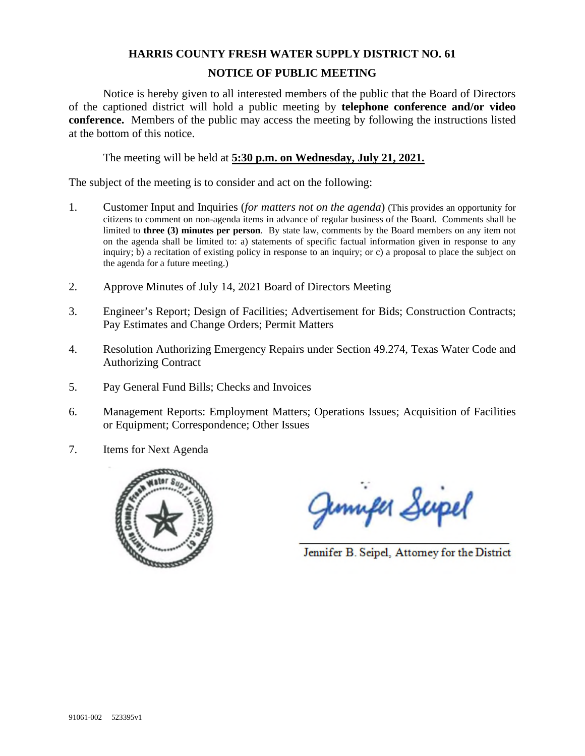# HARRIS COUNTY FRESH WATER SUPPLY DISTRICT NO. 61

## NOTICE OF PUBLIC MEETING

Notice is hereby given to all interested members of the public that the Board of Directors of the captioned district will hold a public meeting by **telephone conference and/or video conference.** Members of the public may access the meeting by following the instructions listed at the bottom of this notice.

The meeting will be held at **5:30 p.m. on Wednesday, July 21, 2021.**

The subject of the meeting is to consider and act on the following:

1. Customer Input and Inquiries (*for matters not on the agenda*) (This provides an opportunity for citizens to comment on non-agenda items in advance of regular business of the Board. Comments shall be limited to **three (3) minutes per person**. By state law, comments by the Board members on any item not on the agenda shall be limited to: a) statements of specific factual information given in response to any inquiry; b) a recitation of existing policy in response to an inquiry; or c) a proposal to place the subject on the agenda for a future meeting.)

2. Approve Minutes of July 14, 2021 Board of Directors Meeting

3. Engineer's Report; Design of Facilities; Advertisement for Bids; Construction Contracts; Pay Estimates and Change Orders; Permit Matters

4. Resolution Authorizing Emergency Repairs under Section 49.274, Texas Water Code and Authorizing Contract

5. Pay General Fund Bills; Checks and Invoices

6. Management Reports: Employment Matters; Operations Issues; Acquisition of Facilities or Equipment; Correspondence; Other Issues

7. Items for Next Agenda

Jennifer Seipel

Jennifer B. Seipel, Attorney for the District

91061-002 523395v1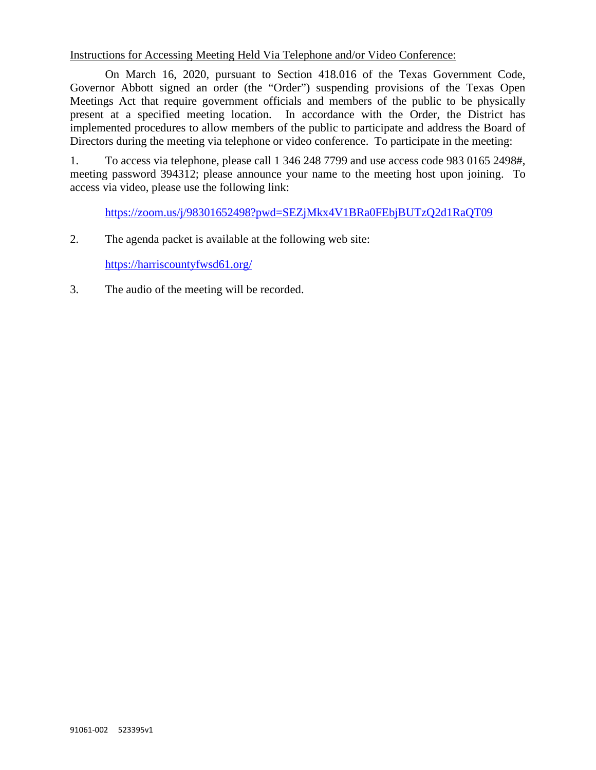Instructions for Accessing Meeting Held Via Telephone and/or Video Conference:

On March 16, 2020, pursuant to Section 418.016 of the Texas Government Code, Governor Abbott signed an order (the "Order") suspending provisions of the Texas Open Meetings Act that require government officials and members of the public to be physically present at a specified meeting location. In accordance with the Order, the District has implemented procedures to allow members of the public to participate and address the Board of Directors during the meeting via telephone or video conference. To participate in the meeting:

1. To access via telephone, please call 1 346 248 7799 and use access code 983 0165 2498#, meeting password 394312; please announce your name to the meeting host upon joining. To access via video, please use the following link:

   https://zoom.us/j/98301652498?pwd=SEZjMkx4V1BRa0FEbjBUTzQ2d1RaQT09

2. The agenda packet is available at the following web site:

   https://harriscountyfwsd61.org/

3. The audio of the meeting will be recorded.

91061-002 523395v1